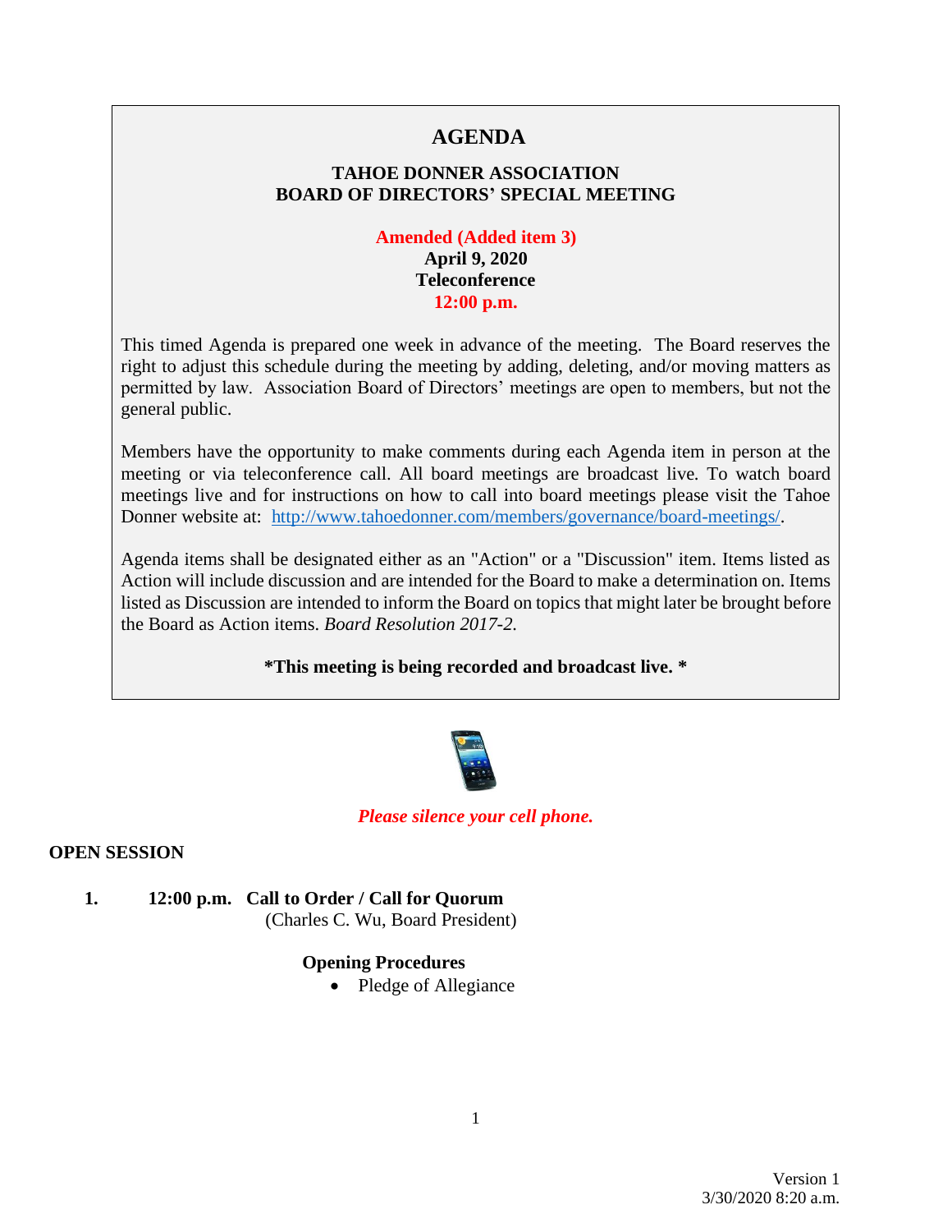# AGENDA

## TAHOE DONNER ASSOCIATION
## BOARD OF DIRECTORS' SPECIAL MEETING

**Amended (Added item 3)**
**April 9, 2020**
**Teleconference**
**12:00 p.m.**

This timed Agenda is prepared one week in advance of the meeting. The Board reserves the right to adjust this schedule during the meeting by adding, deleting, and/or moving matters as permitted by law. Association Board of Directors' meetings are open to members, but not the general public.

Members have the opportunity to make comments during each Agenda item in person at the meeting or via teleconference call. All board meetings are broadcast live. To watch board meetings live and for instructions on how to call into board meetings please visit the Tahoe Donner website at: [http://www.tahoedonner.com/members/governance/board-meetings/](http://www.tahoedonner.com/members/governance/board-meetings/).

Agenda items shall be designated either as an "Action" or a "Discussion" item. Items listed as Action will include discussion and are intended for the Board to make a determination on. Items listed as Discussion are intended to inform the Board on topics that might later be brought before the Board as Action items. *Board Resolution 2017-2.*

**\*This meeting is being recorded and broadcast live. \***

*Please silence your cell phone.*

**OPEN SESSION**

1. **12:00 p.m. Call to Order / Call for Quorum**
   (Charles C. Wu, Board President)

   **Opening Procedures**
   - Pledge of Allegiance

Version 1
3/30/2020 8:20 a.m.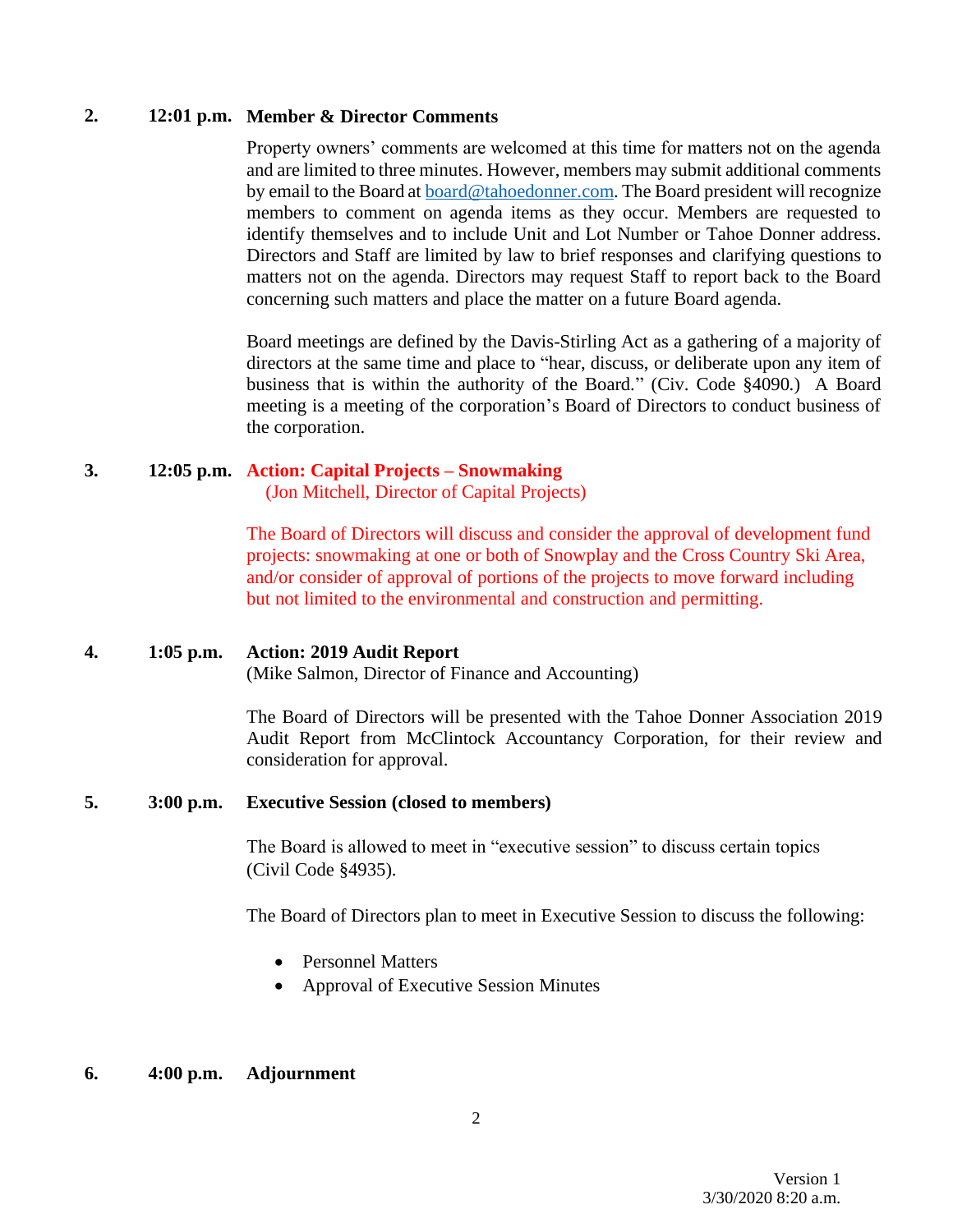**2. 12:01 p.m. Member & Director Comments**

Property owners' comments are welcomed at this time for matters not on the agenda and are limited to three minutes. However, members may submit additional comments by email to the Board at board@tahoedonner.com. The Board president will recognize members to comment on agenda items as they occur. Members are requested to identify themselves and to include Unit and Lot Number or Tahoe Donner address. Directors and Staff are limited by law to brief responses and clarifying questions to matters not on the agenda. Directors may request Staff to report back to the Board concerning such matters and place the matter on a future Board agenda.

Board meetings are defined by the Davis-Stirling Act as a gathering of a majority of directors at the same time and place to "hear, discuss, or deliberate upon any item of business that is within the authority of the Board." (Civ. Code §4090.) A Board meeting is a meeting of the corporation's Board of Directors to conduct business of the corporation.

**3. 12:05 p.m. Action: Capital Projects – Snowmaking**
(Jon Mitchell, Director of Capital Projects)

The Board of Directors will discuss and consider the approval of development fund projects: snowmaking at one or both of Snowplay and the Cross Country Ski Area, and/or consider of approval of portions of the projects to move forward including but not limited to the environmental and construction and permitting.

**4. 1:05 p.m. Action: 2019 Audit Report**
(Mike Salmon, Director of Finance and Accounting)

The Board of Directors will be presented with the Tahoe Donner Association 2019 Audit Report from McClintock Accountancy Corporation, for their review and consideration for approval.

**5. 3:00 p.m. Executive Session (closed to members)**

The Board is allowed to meet in "executive session" to discuss certain topics (Civil Code §4935).

The Board of Directors plan to meet in Executive Session to discuss the following:

- Personnel Matters
- Approval of Executive Session Minutes

**6. 4:00 p.m. Adjournment**

Version 1
3/30/2020 8:20 a.m.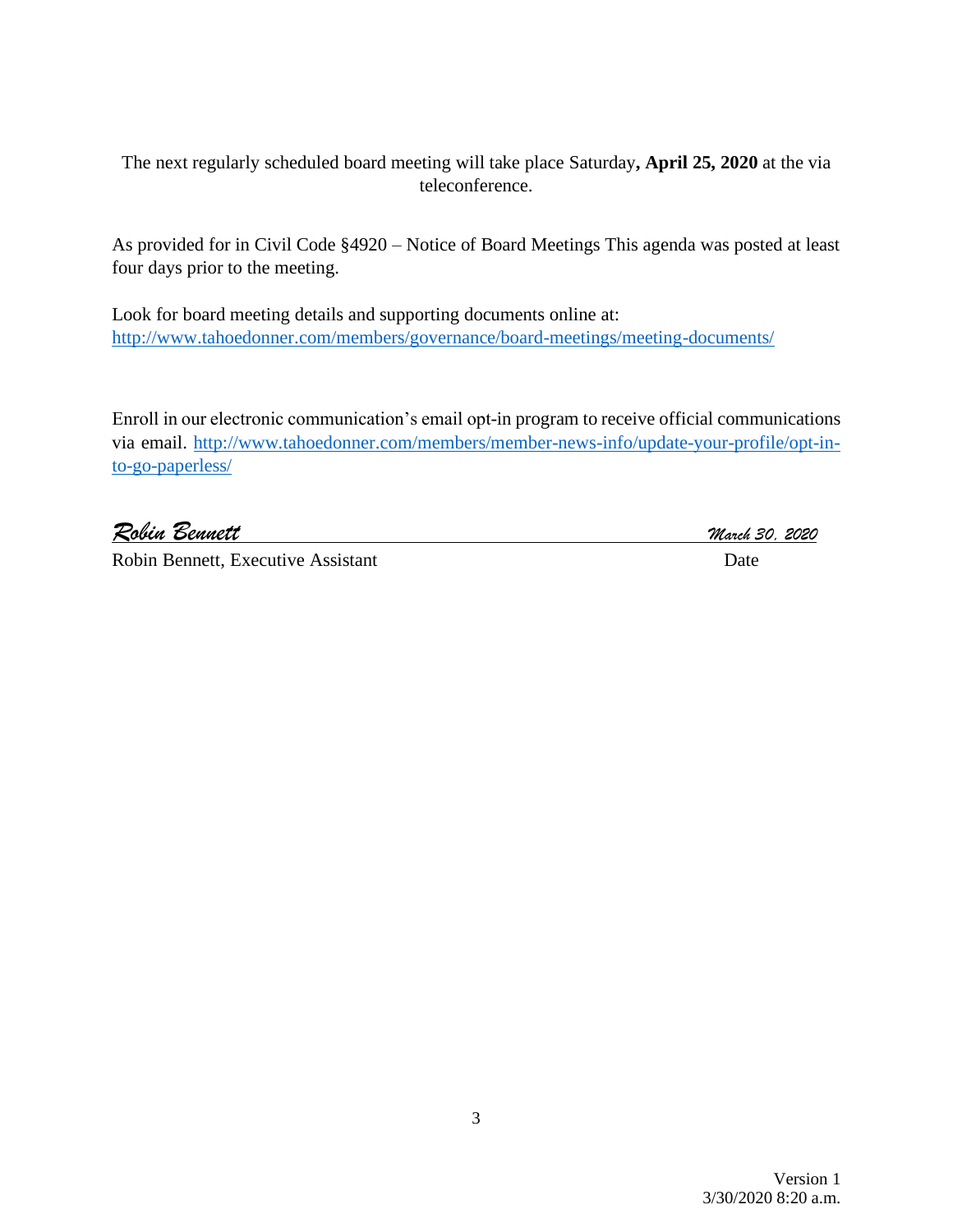The next regularly scheduled board meeting will take place Saturday**, April 25, 2020** at the via teleconference.

As provided for in Civil Code §4920 – Notice of Board Meetings This agenda was posted at least four days prior to the meeting.

Look for board meeting details and supporting documents online at: http://www.tahoedonner.com/members/governance/board-meetings/meeting-documents/

Enroll in our electronic communication's email opt-in program to receive official communications via email. http://www.tahoedonner.com/members/member-news-info/update-your-profile/opt-in-to-go-paperless/

*Robin Bennett* *March 30, 2020*

Robin Bennett, Executive Assistant Date

Version 1
3/30/2020 8:20 a.m.